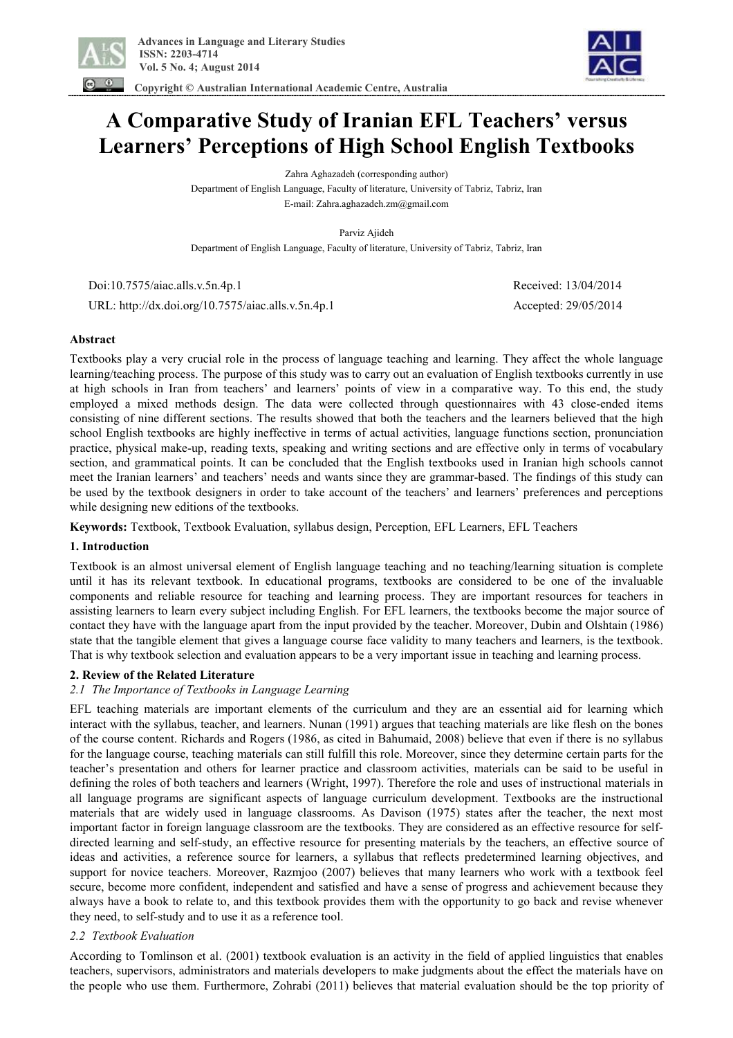# A Comparative Study of Iranian EFL Teachers' versus Learners' Perceptions of High School English Textbooks

Zahra Aghazadeh (corresponding author)
Department of English Language, Faculty of literature, University of Tabriz, Tabriz, Iran
E-mail: Zahra.aghazadeh.zm@gmail.com

Parviz Ajideh
Department of English Language, Faculty of literature, University of Tabriz, Tabriz, Iran

Doi:10.7575/aiac.alls.v.5n.4p.1 Received: 13/04/2014

URL: http://dx.doi.org/10.7575/aiac.alls.v.5n.4p.1 Accepted: 29/05/2014

**Abstract**

Textbooks play a very crucial role in the process of language teaching and learning. They affect the whole language learning/teaching process. The purpose of this study was to carry out an evaluation of English textbooks currently in use at high schools in Iran from teachers' and learners' points of view in a comparative way. To this end, the study employed a mixed methods design. The data were collected through questionnaires with 43 close-ended items consisting of nine different sections. The results showed that both the teachers and the learners believed that the high school English textbooks are highly ineffective in terms of actual activities, language functions section, pronunciation practice, physical make-up, reading texts, speaking and writing sections and are effective only in terms of vocabulary section, and grammatical points. It can be concluded that the English textbooks used in Iranian high schools cannot meet the Iranian learners' and teachers' needs and wants since they are grammar-based. The findings of this study can be used by the textbook designers in order to take account of the teachers' and learners' preferences and perceptions while designing new editions of the textbooks.

**Keywords:** Textbook, Textbook Evaluation, syllabus design, Perception, EFL Learners, EFL Teachers

## 1. Introduction

Textbook is an almost universal element of English language teaching and no teaching/learning situation is complete until it has its relevant textbook. In educational programs, textbooks are considered to be one of the invaluable components and reliable resource for teaching and learning process. They are important resources for teachers in assisting learners to learn every subject including English. For EFL learners, the textbooks become the major source of contact they have with the language apart from the input provided by the teacher. Moreover, Dubin and Olshtain (1986) state that the tangible element that gives a language course face validity to many teachers and learners, is the textbook. That is why textbook selection and evaluation appears to be a very important issue in teaching and learning process.

## 2. Review of the Related Literature

### *2.1 The Importance of Textbooks in Language Learning*

EFL teaching materials are important elements of the curriculum and they are an essential aid for learning which interact with the syllabus, teacher, and learners. Nunan (1991) argues that teaching materials are like flesh on the bones of the course content. Richards and Rogers (1986, as cited in Bahumaid, 2008) believe that even if there is no syllabus for the language course, teaching materials can still fulfill this role. Moreover, since they determine certain parts for the teacher's presentation and others for learner practice and classroom activities, materials can be said to be useful in defining the roles of both teachers and learners (Wright, 1997). Therefore the role and uses of instructional materials in all language programs are significant aspects of language curriculum development. Textbooks are the instructional materials that are widely used in language classrooms. As Davison (1975) states after the teacher, the next most important factor in foreign language classroom are the textbooks. They are considered as an effective resource for self-directed learning and self-study, an effective resource for presenting materials by the teachers, an effective source of ideas and activities, a reference source for learners, a syllabus that reflects predetermined learning objectives, and support for novice teachers. Moreover, Razmjoo (2007) believes that many learners who work with a textbook feel secure, become more confident, independent and satisfied and have a sense of progress and achievement because they always have a book to relate to, and this textbook provides them with the opportunity to go back and revise whenever they need, to self-study and to use it as a reference tool.

### *2.2 Textbook Evaluation*

According to Tomlinson et al. (2001) textbook evaluation is an activity in the field of applied linguistics that enables teachers, supervisors, administrators and materials developers to make judgments about the effect the materials have on the people who use them. Furthermore, Zohrabi (2011) believes that material evaluation should be the top priority of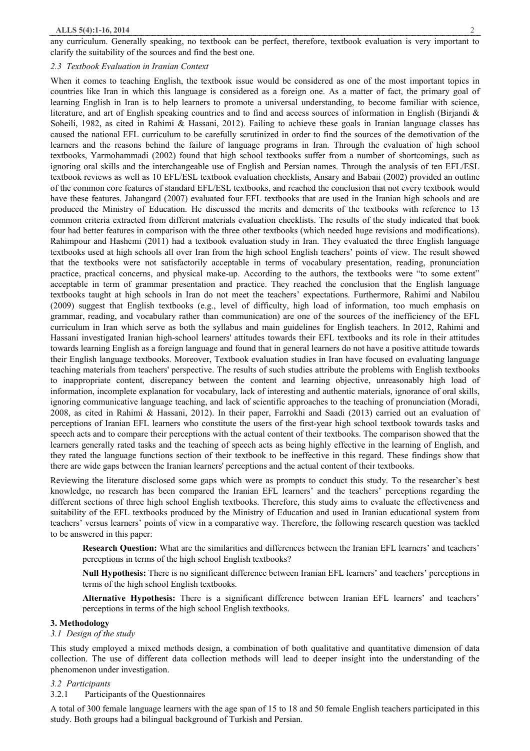any curriculum. Generally speaking, no textbook can be perfect, therefore, textbook evaluation is very important to clarify the suitability of the sources and find the best one.

### *2.3 Textbook Evaluation in Iranian Context*

When it comes to teaching English, the textbook issue would be considered as one of the most important topics in countries like Iran in which this language is considered as a foreign one. As a matter of fact, the primary goal of learning English in Iran is to help learners to promote a universal understanding, to become familiar with science, literature, and art of English speaking countries and to find and access sources of information in English (Birjandi & Soheili, 1982, as cited in Rahimi & Hassani, 2012). Failing to achieve these goals in Iranian language classes has caused the national EFL curriculum to be carefully scrutinized in order to find the sources of the demotivation of the learners and the reasons behind the failure of language programs in Iran. Through the evaluation of high school textbooks, Yarmohammadi (2002) found that high school textbooks suffer from a number of shortcomings, such as ignoring oral skills and the interchangeable use of English and Persian names. Through the analysis of ten EFL/ESL textbook reviews as well as 10 EFL/ESL textbook evaluation checklists, Ansary and Babaii (2002) provided an outline of the common core features of standard EFL/ESL textbooks, and reached the conclusion that not every textbook would have these features. Jahangard (2007) evaluated four EFL textbooks that are used in the Iranian high schools and are produced the Ministry of Education. He discussed the merits and demerits of the textbooks with reference to 13 common criteria extracted from different materials evaluation checklists. The results of the study indicated that book four had better features in comparison with the three other textbooks (which needed huge revisions and modifications). Rahimpour and Hashemi (2011) had a textbook evaluation study in Iran. They evaluated the three English language textbooks used at high schools all over Iran from the high school English teachers' points of view. The result showed that the textbooks were not satisfactorily acceptable in terms of vocabulary presentation, reading, pronunciation practice, practical concerns, and physical make-up. According to the authors, the textbooks were "to some extent" acceptable in term of grammar presentation and practice. They reached the conclusion that the English language textbooks taught at high schools in Iran do not meet the teachers' expectations. Furthermore, Rahimi and Nabilou (2009) suggest that English textbooks (e.g., level of difficulty, high load of information, too much emphasis on grammar, reading, and vocabulary rather than communication) are one of the sources of the inefficiency of the EFL curriculum in Iran which serve as both the syllabus and main guidelines for English teachers. In 2012, Rahimi and Hassani investigated Iranian high-school learners' attitudes towards their EFL textbooks and its role in their attitudes towards learning English as a foreign language and found that in general learners do not have a positive attitude towards their English language textbooks. Moreover, Textbook evaluation studies in Iran have focused on evaluating language teaching materials from teachers' perspective. The results of such studies attribute the problems with English textbooks to inappropriate content, discrepancy between the content and learning objective, unreasonably high load of information, incomplete explanation for vocabulary, lack of interesting and authentic materials, ignorance of oral skills, ignoring communicative language teaching, and lack of scientific approaches to the teaching of pronunciation (Moradi, 2008, as cited in Rahimi & Hassani, 2012). In their paper, Farrokhi and Saadi (2013) carried out an evaluation of perceptions of Iranian EFL learners who constitute the users of the first-year high school textbook towards tasks and speech acts and to compare their perceptions with the actual content of their textbooks. The comparison showed that the learners generally rated tasks and the teaching of speech acts as being highly effective in the learning of English, and they rated the language functions section of their textbook to be ineffective in this regard. These findings show that there are wide gaps between the Iranian learners' perceptions and the actual content of their textbooks.

Reviewing the literature disclosed some gaps which were as prompts to conduct this study. To the researcher's best knowledge, no research has been compared the Iranian EFL learners' and the teachers' perceptions regarding the different sections of three high school English textbooks. Therefore, this study aims to evaluate the effectiveness and suitability of the EFL textbooks produced by the Ministry of Education and used in Iranian educational system from teachers' versus learners' points of view in a comparative way. Therefore, the following research question was tackled to be answered in this paper:

> **Research Question:** What are the similarities and differences between the Iranian EFL learners' and teachers' perceptions in terms of the high school English textbooks?
>
> **Null Hypothesis:** There is no significant difference between Iranian EFL learners' and teachers' perceptions in terms of the high school English textbooks.
>
> **Alternative Hypothesis:** There is a significant difference between Iranian EFL learners' and teachers' perceptions in terms of the high school English textbooks.

## 3. Methodology

### *3.1 Design of the study*

This study employed a mixed methods design, a combination of both qualitative and quantitative dimension of data collection. The use of different data collection methods will lead to deeper insight into the understanding of the phenomenon under investigation.

### *3.2 Participants*

#### 3.2.1 Participants of the Questionnaires

A total of 300 female language learners with the age span of 15 to 18 and 50 female English teachers participated in this study. Both groups had a bilingual background of Turkish and Persian.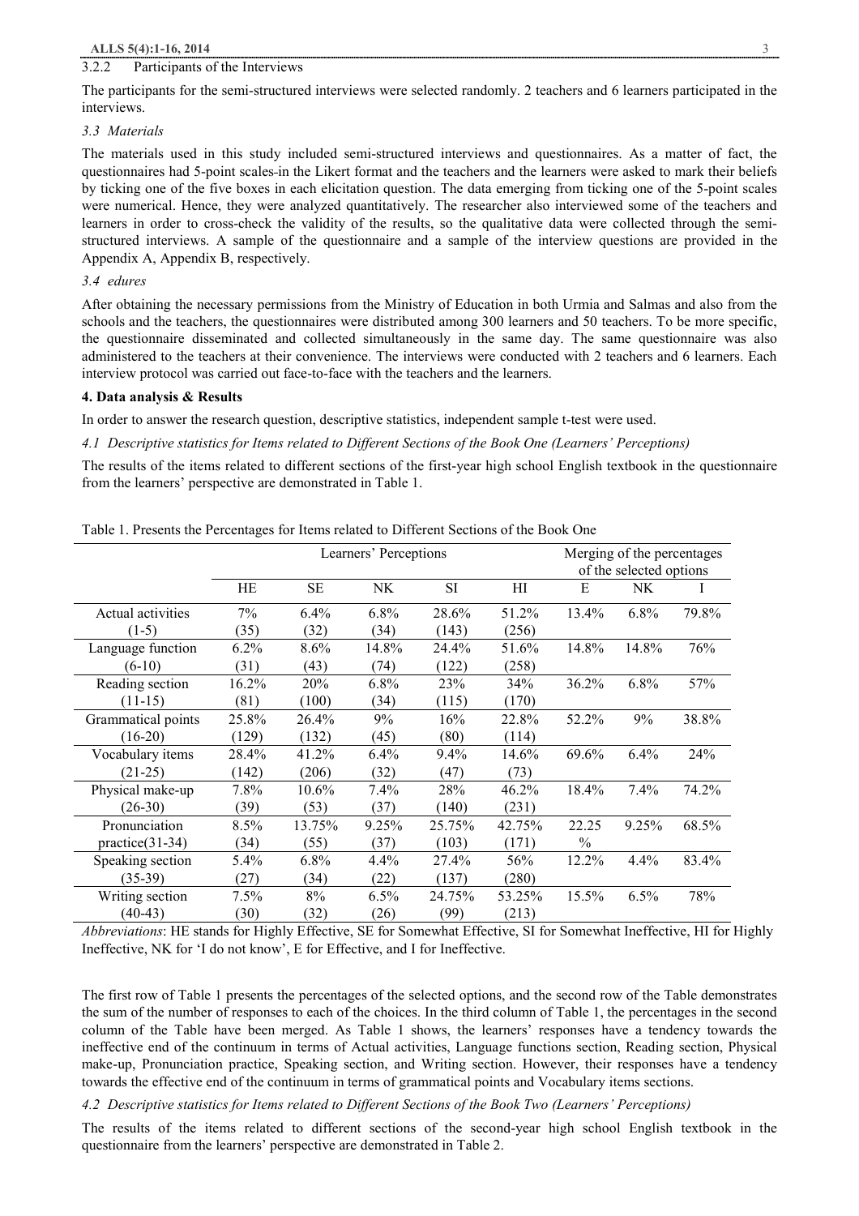#### 3.2.2 Participants of the Interviews

The participants for the semi-structured interviews were selected randomly. 2 teachers and 6 learners participated in the interviews.

### *3.3 Materials*

The materials used in this study included semi-structured interviews and questionnaires. As a matter of fact, the questionnaires had 5-point scales in the Likert format and the teachers and the learners were asked to mark their beliefs by ticking one of the five boxes in each elicitation question. The data emerging from ticking one of the 5-point scales were numerical. Hence, they were analyzed quantitatively. The researcher also interviewed some of the teachers and learners in order to cross-check the validity of the results, so the qualitative data were collected through the semi-structured interviews. A sample of the questionnaire and a sample of the interview questions are provided in the Appendix A, Appendix B, respectively.

### *3.4 edures*

After obtaining the necessary permissions from the Ministry of Education in both Urmia and Salmas and also from the schools and the teachers, the questionnaires were distributed among 300 learners and 50 teachers. To be more specific, the questionnaire disseminated and collected simultaneously in the same day. The same questionnaire was also administered to the teachers at their convenience. The interviews were conducted with 2 teachers and 6 learners. Each interview protocol was carried out face-to-face with the teachers and the learners.

## 4. Data analysis & Results

In order to answer the research question, descriptive statistics, independent sample t-test were used.

### *4.1 Descriptive statistics for Items related to Different Sections of the Book One (Learners' Perceptions)*

The results of the items related to different sections of the first-year high school English textbook in the questionnaire from the learners' perspective are demonstrated in Table 1.

Table 1. Presents the Percentages for Items related to Different Sections of the Book One

| | Learners' Perceptions | | | | | Merging of the percentages of the selected options | | |
|---|---|---|---|---|---|---|---|---|
| | HE | SE | NK | SI | HI | E | NK | I |
| Actual activities (1-5) | 7% (35) | 6.4% (32) | 6.8% (34) | 28.6% (143) | 51.2% (256) | 13.4% | 6.8% | 79.8% |
| Language function (6-10) | 6.2% (31) | 8.6% (43) | 14.8% (74) | 24.4% (122) | 51.6% (258) | 14.8% | 14.8% | 76% |
| Reading section (11-15) | 16.2% (81) | 20% (100) | 6.8% (34) | 23% (115) | 34% (170) | 36.2% | 6.8% | 57% |
| Grammatical points (16-20) | 25.8% (129) | 26.4% (132) | 9% (45) | 16% (80) | 22.8% (114) | 52.2% | 9% | 38.8% |
| Vocabulary items (21-25) | 28.4% (142) | 41.2% (206) | 6.4% (32) | 9.4% (47) | 14.6% (73) | 69.6% | 6.4% | 24% |
| Physical make-up (26-30) | 7.8% (39) | 10.6% (53) | 7.4% (37) | 28% (140) | 46.2% (231) | 18.4% | 7.4% | 74.2% |
| Pronunciation practice(31-34) | 8.5% (34) | 13.75% (55) | 9.25% (37) | 25.75% (103) | 42.75% (171) | 22.25 % | 9.25% | 68.5% |
| Speaking section (35-39) | 5.4% (27) | 6.8% (34) | 4.4% (22) | 27.4% (137) | 56% (280) | 12.2% | 4.4% | 83.4% |
| Writing section (40-43) | 7.5% (30) | 8% (32) | 6.5% (26) | 24.75% (99) | 53.25% (213) | 15.5% | 6.5% | 78% |

*Abbreviations*: HE stands for Highly Effective, SE for Somewhat Effective, SI for Somewhat Ineffective, HI for Highly Ineffective, NK for 'I do not know', E for Effective, and I for Ineffective.

The first row of Table 1 presents the percentages of the selected options, and the second row of the Table demonstrates the sum of the number of responses to each of the choices. In the third column of Table 1, the percentages in the second column of the Table have been merged. As Table 1 shows, the learners' responses have a tendency towards the ineffective end of the continuum in terms of Actual activities, Language functions section, Reading section, Physical make-up, Pronunciation practice, Speaking section, and Writing section. However, their responses have a tendency towards the effective end of the continuum in terms of grammatical points and Vocabulary items sections.

### *4.2 Descriptive statistics for Items related to Different Sections of the Book Two (Learners' Perceptions)*

The results of the items related to different sections of the second-year high school English textbook in the questionnaire from the learners' perspective are demonstrated in Table 2.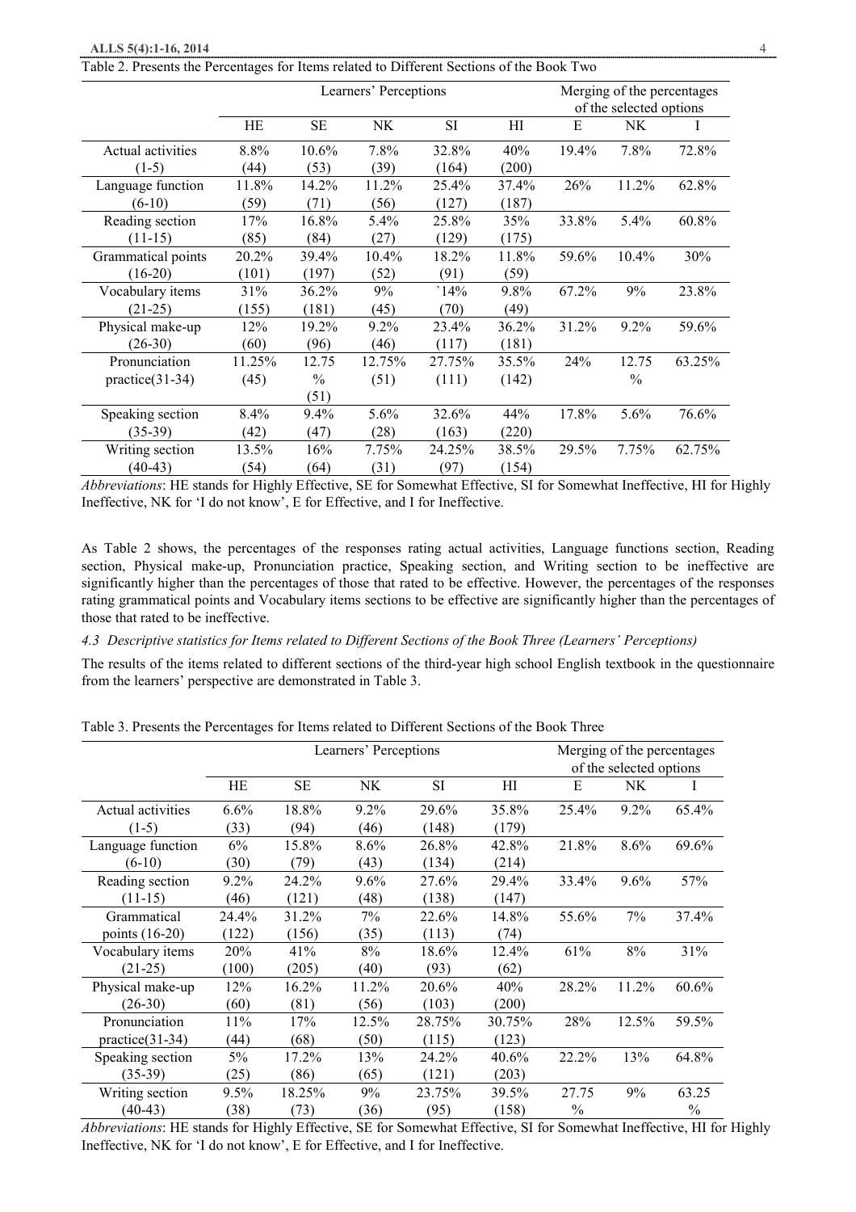Table 2. Presents the Percentages for Items related to Different Sections of the Book Two

| | Learners' Perceptions | | | | | Merging of the percentages of the selected options | | |
|---|---|---|---|---|---|---|---|---|
| | HE | SE | NK | SI | HI | E | NK | I |
| Actual activities (1-5) | 8.8% (44) | 10.6% (53) | 7.8% (39) | 32.8% (164) | 40% (200) | 19.4% | 7.8% | 72.8% |
| Language function (6-10) | 11.8% (59) | 14.2% (71) | 11.2% (56) | 25.4% (127) | 37.4% (187) | 26% | 11.2% | 62.8% |
| Reading section (11-15) | 17% (85) | 16.8% (84) | 5.4% (27) | 25.8% (129) | 35% (175) | 33.8% | 5.4% | 60.8% |
| Grammatical points (16-20) | 20.2% (101) | 39.4% (197) | 10.4% (52) | 18.2% (91) | 11.8% (59) | 59.6% | 10.4% | 30% |
| Vocabulary items (21-25) | 31% (155) | 36.2% (181) | 9% (45) | `14% (70) | 9.8% (49) | 67.2% | 9% | 23.8% |
| Physical make-up (26-30) | 12% (60) | 19.2% (96) | 9.2% (46) | 23.4% (117) | 36.2% (181) | 31.2% | 9.2% | 59.6% |
| Pronunciation practice(31-34) | 11.25% (45) | 12.75 % (51) | 12.75% (51) | 27.75% (111) | 35.5% (142) | 24% | 12.75 % | 63.25% |
| Speaking section (35-39) | 8.4% (42) | 9.4% (47) | 5.6% (28) | 32.6% (163) | 44% (220) | 17.8% | 5.6% | 76.6% |
| Writing section (40-43) | 13.5% (54) | 16% (64) | 7.75% (31) | 24.25% (97) | 38.5% (154) | 29.5% | 7.75% | 62.75% |

*Abbreviations*: HE stands for Highly Effective, SE for Somewhat Effective, SI for Somewhat Ineffective, HI for Highly Ineffective, NK for 'I do not know', E for Effective, and I for Ineffective.

As Table 2 shows, the percentages of the responses rating actual activities, Language functions section, Reading section, Physical make-up, Pronunciation practice, Speaking section, and Writing section to be ineffective are significantly higher than the percentages of those that rated to be effective. However, the percentages of the responses rating grammatical points and Vocabulary items sections to be effective are significantly higher than the percentages of those that rated to be ineffective.

### *4.3 Descriptive statistics for Items related to Different Sections of the Book Three (Learners' Perceptions)*

The results of the items related to different sections of the third-year high school English textbook in the questionnaire from the learners' perspective are demonstrated in Table 3.

Table 3. Presents the Percentages for Items related to Different Sections of the Book Three

| | Learners' Perceptions | | | | | Merging of the percentages of the selected options | | |
|---|---|---|---|---|---|---|---|---|
| | HE | SE | NK | SI | HI | E | NK | I |
| Actual activities (1-5) | 6.6% (33) | 18.8% (94) | 9.2% (46) | 29.6% (148) | 35.8% (179) | 25.4% | 9.2% | 65.4% |
| Language function (6-10) | 6% (30) | 15.8% (79) | 8.6% (43) | 26.8% (134) | 42.8% (214) | 21.8% | 8.6% | 69.6% |
| Reading section (11-15) | 9.2% (46) | 24.2% (121) | 9.6% (48) | 27.6% (138) | 29.4% (147) | 33.4% | 9.6% | 57% |
| Grammatical points (16-20) | 24.4% (122) | 31.2% (156) | 7% (35) | 22.6% (113) | 14.8% (74) | 55.6% | 7% | 37.4% |
| Vocabulary items (21-25) | 20% (100) | 41% (205) | 8% (40) | 18.6% (93) | 12.4% (62) | 61% | 8% | 31% |
| Physical make-up (26-30) | 12% (60) | 16.2% (81) | 11.2% (56) | 20.6% (103) | 40% (200) | 28.2% | 11.2% | 60.6% |
| Pronunciation practice(31-34) | 11% (44) | 17% (68) | 12.5% (50) | 28.75% (115) | 30.75% (123) | 28% | 12.5% | 59.5% |
| Speaking section (35-39) | 5% (25) | 17.2% (86) | 13% (65) | 24.2% (121) | 40.6% (203) | 22.2% | 13% | 64.8% |
| Writing section (40-43) | 9.5% (38) | 18.25% (73) | 9% (36) | 23.75% (95) | 39.5% (158) | 27.75 % | 9% | 63.25 % |

*Abbreviations*: HE stands for Highly Effective, SE for Somewhat Effective, SI for Somewhat Ineffective, HI for Highly Ineffective, NK for 'I do not know', E for Effective, and I for Ineffective.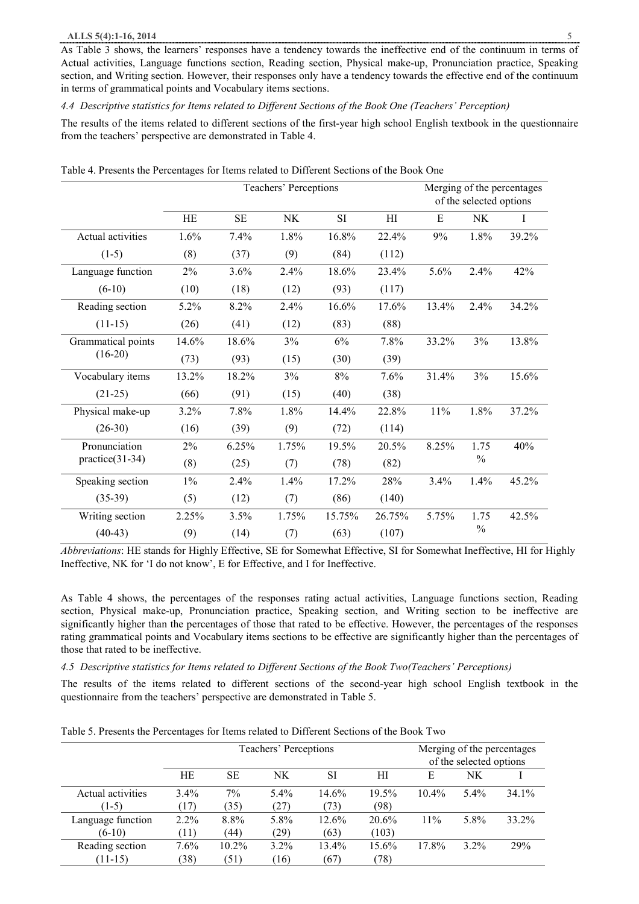As Table 3 shows, the learners' responses have a tendency towards the ineffective end of the continuum in terms of Actual activities, Language functions section, Reading section, Physical make-up, Pronunciation practice, Speaking section, and Writing section. However, their responses only have a tendency towards the effective end of the continuum in terms of grammatical points and Vocabulary items sections.

*4.4 Descriptive statistics for Items related to Different Sections of the Book One (Teachers' Perception)*

The results of the items related to different sections of the first-year high school English textbook in the questionnaire from the teachers' perspective are demonstrated in Table 4.

Table 4. Presents the Percentages for Items related to Different Sections of the Book One

| | Teachers' Perceptions | | | | | Merging of the percentages of the selected options | | |
|---|---|---|---|---|---|---|---|---|
| | HE | SE | NK | SI | HI | E | NK | I |
| Actual activities (1-5) | 1.6% (8) | 7.4% (37) | 1.8% (9) | 16.8% (84) | 22.4% (112) | 9% | 1.8% | 39.2% |
| Language function (6-10) | 2% (10) | 3.6% (18) | 2.4% (12) | 18.6% (93) | 23.4% (117) | 5.6% | 2.4% | 42% |
| Reading section (11-15) | 5.2% (26) | 8.2% (41) | 2.4% (12) | 16.6% (83) | 17.6% (88) | 13.4% | 2.4% | 34.2% |
| Grammatical points (16-20) | 14.6% (73) | 18.6% (93) | 3% (15) | 6% (30) | 7.8% (39) | 33.2% | 3% | 13.8% |
| Vocabulary items (21-25) | 13.2% (66) | 18.2% (91) | 3% (15) | 8% (40) | 7.6% (38) | 31.4% | 3% | 15.6% |
| Physical make-up (26-30) | 3.2% (16) | 7.8% (39) | 1.8% (9) | 14.4% (72) | 22.8% (114) | 11% | 1.8% | 37.2% |
| Pronunciation practice(31-34) | 2% (8) | 6.25% (25) | 1.75% (7) | 19.5% (78) | 20.5% (82) | 8.25% | 1.75 % | 40% |
| Speaking section (35-39) | 1% (5) | 2.4% (12) | 1.4% (7) | 17.2% (86) | 28% (140) | 3.4% | 1.4% | 45.2% |
| Writing section (40-43) | 2.25% (9) | 3.5% (14) | 1.75% (7) | 15.75% (63) | 26.75% (107) | 5.75% | 1.75 % | 42.5% |

*Abbreviations*: HE stands for Highly Effective, SE for Somewhat Effective, SI for Somewhat Ineffective, HI for Highly Ineffective, NK for 'I do not know', E for Effective, and I for Ineffective.

As Table 4 shows, the percentages of the responses rating actual activities, Language functions section, Reading section, Physical make-up, Pronunciation practice, Speaking section, and Writing section to be ineffective are significantly higher than the percentages of those that rated to be effective. However, the percentages of the responses rating grammatical points and Vocabulary items sections to be effective are significantly higher than the percentages of those that rated to be ineffective.

*4.5 Descriptive statistics for Items related to Different Sections of the Book Two(Teachers' Perceptions)*

The results of the items related to different sections of the second-year high school English textbook in the questionnaire from the teachers' perspective are demonstrated in Table 5.

Table 5. Presents the Percentages for Items related to Different Sections of the Book Two

| | Teachers' Perceptions | | | | | Merging of the percentages of the selected options | | |
|---|---|---|---|---|---|---|---|---|
| | HE | SE | NK | SI | HI | E | NK | I |
| Actual activities (1-5) | 3.4% (17) | 7% (35) | 5.4% (27) | 14.6% (73) | 19.5% (98) | 10.4% | 5.4% | 34.1% |
| Language function (6-10) | 2.2% (11) | 8.8% (44) | 5.8% (29) | 12.6% (63) | 20.6% (103) | 11% | 5.8% | 33.2% |
| Reading section (11-15) | 7.6% (38) | 10.2% (51) | 3.2% (16) | 13.4% (67) | 15.6% (78) | 17.8% | 3.2% | 29% |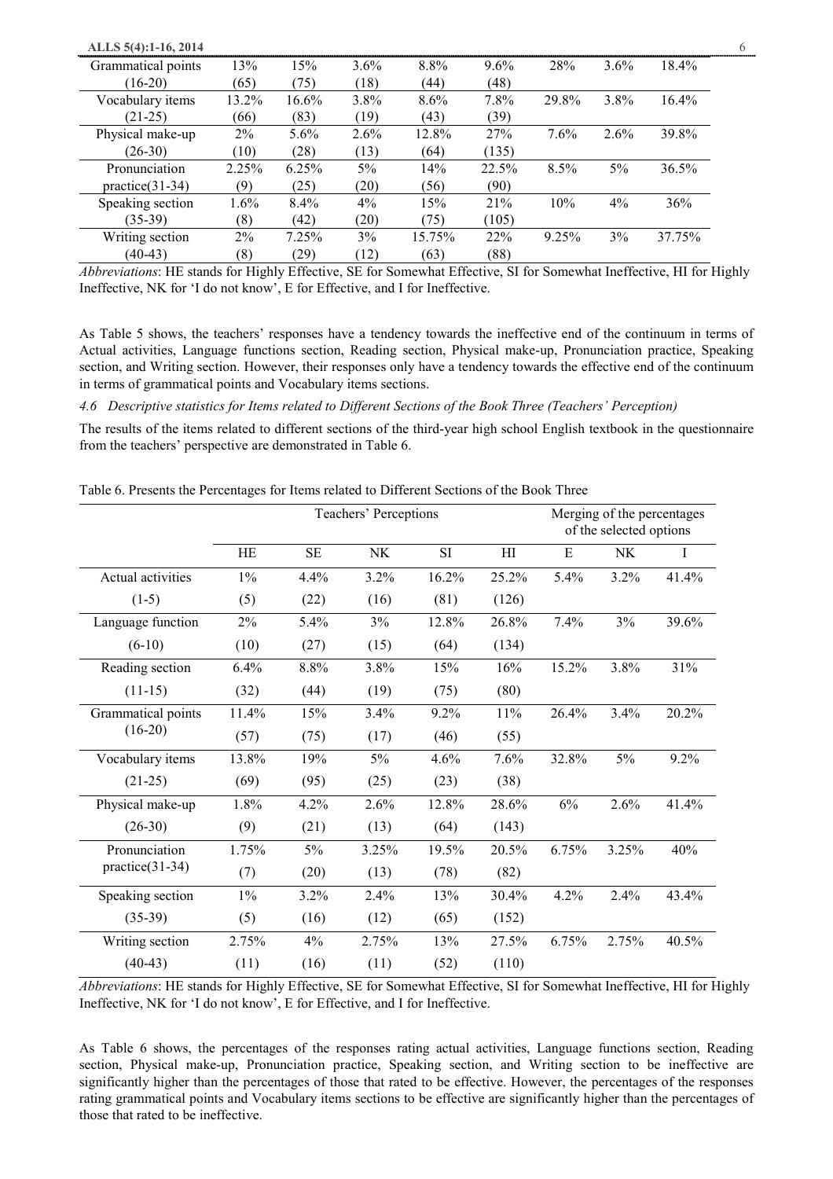| Grammatical points (16-20) | 13% (65) | 15% (75) | 3.6% (18) | 8.8% (44) | 9.6% (48) | 28% | 3.6% | 18.4% |
|---|---|---|---|---|---|---|---|---|
| Vocabulary items (21-25) | 13.2% (66) | 16.6% (83) | 3.8% (19) | 8.6% (43) | 7.8% (39) | 29.8% | 3.8% | 16.4% |
| Physical make-up (26-30) | 2% (10) | 5.6% (28) | 2.6% (13) | 12.8% (64) | 27% (135) | 7.6% | 2.6% | 39.8% |
| Pronunciation practice(31-34) | 2.25% (9) | 6.25% (25) | 5% (20) | 14% (56) | 22.5% (90) | 8.5% | 5% | 36.5% |
| Speaking section (35-39) | 1.6% (8) | 8.4% (42) | 4% (20) | 15% (75) | 21% (105) | 10% | 4% | 36% |
| Writing section (40-43) | 2% (8) | 7.25% (29) | 3% (12) | 15.75% (63) | 22% (88) | 9.25% | 3% | 37.75% |

*Abbreviations*: HE stands for Highly Effective, SE for Somewhat Effective, SI for Somewhat Ineffective, HI for Highly Ineffective, NK for 'I do not know', E for Effective, and I for Ineffective.

As Table 5 shows, the teachers' responses have a tendency towards the ineffective end of the continuum in terms of Actual activities, Language functions section, Reading section, Physical make-up, Pronunciation practice, Speaking section, and Writing section. However, their responses only have a tendency towards the effective end of the continuum in terms of grammatical points and Vocabulary items sections.

*4.6 Descriptive statistics for Items related to Different Sections of the Book Three (Teachers' Perception)*

The results of the items related to different sections of the third-year high school English textbook in the questionnaire from the teachers' perspective are demonstrated in Table 6.

Table 6. Presents the Percentages for Items related to Different Sections of the Book Three

| | Teachers' Perceptions | | | | | Merging of the percentages of the selected options | | |
|---|---|---|---|---|---|---|---|---|
| | HE | SE | NK | SI | HI | E | NK | I |
| Actual activities (1-5) | 1% (5) | 4.4% (22) | 3.2% (16) | 16.2% (81) | 25.2% (126) | 5.4% | 3.2% | 41.4% |
| Language function (6-10) | 2% (10) | 5.4% (27) | 3% (15) | 12.8% (64) | 26.8% (134) | 7.4% | 3% | 39.6% |
| Reading section (11-15) | 6.4% (32) | 8.8% (44) | 3.8% (19) | 15% (75) | 16% (80) | 15.2% | 3.8% | 31% |
| Grammatical points (16-20) | 11.4% (57) | 15% (75) | 3.4% (17) | 9.2% (46) | 11% (55) | 26.4% | 3.4% | 20.2% |
| Vocabulary items (21-25) | 13.8% (69) | 19% (95) | 5% (25) | 4.6% (23) | 7.6% (38) | 32.8% | 5% | 9.2% |
| Physical make-up (26-30) | 1.8% (9) | 4.2% (21) | 2.6% (13) | 12.8% (64) | 28.6% (143) | 6% | 2.6% | 41.4% |
| Pronunciation practice(31-34) | 1.75% (7) | 5% (20) | 3.25% (13) | 19.5% (78) | 20.5% (82) | 6.75% | 3.25% | 40% |
| Speaking section (35-39) | 1% (5) | 3.2% (16) | 2.4% (12) | 13% (65) | 30.4% (152) | 4.2% | 2.4% | 43.4% |
| Writing section (40-43) | 2.75% (11) | 4% (16) | 2.75% (11) | 13% (52) | 27.5% (110) | 6.75% | 2.75% | 40.5% |

*Abbreviations*: HE stands for Highly Effective, SE for Somewhat Effective, SI for Somewhat Ineffective, HI for Highly Ineffective, NK for 'I do not know', E for Effective, and I for Ineffective.

As Table 6 shows, the percentages of the responses rating actual activities, Language functions section, Reading section, Physical make-up, Pronunciation practice, Speaking section, and Writing section to be ineffective are significantly higher than the percentages of those that rated to be effective. However, the percentages of the responses rating grammatical points and Vocabulary items sections to be effective are significantly higher than the percentages of those that rated to be ineffective.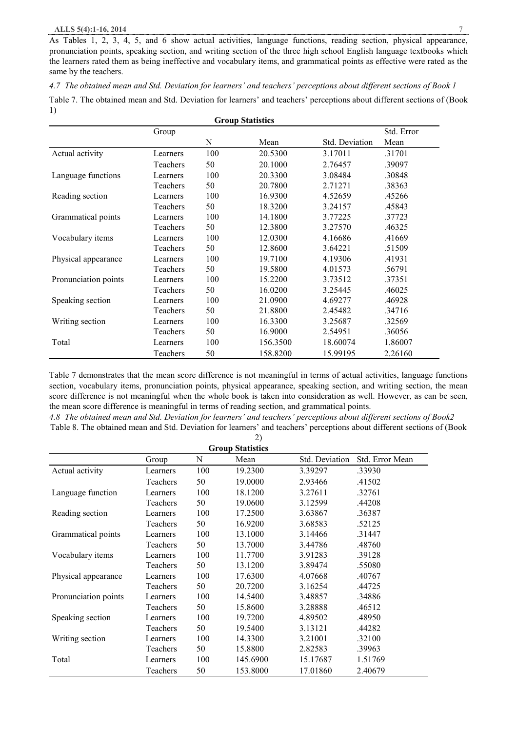As Tables 1, 2, 3, 4, 5, and 6 show actual activities, language functions, reading section, physical appearance, pronunciation points, speaking section, and writing section of the three high school English language textbooks which the learners rated them as being ineffective and vocabulary items, and grammatical points as effective were rated as the same by the teachers.

### *4.7 The obtained mean and Std. Deviation for learners' and teachers' perceptions about different sections of Book 1*

Table 7. The obtained mean and Std. Deviation for learners' and teachers' perceptions about different sections of (Book 1)

**Group Statistics**

| | Group | N | Mean | Std. Deviation | Std. Error Mean |
|---|---|---|---|---|---|
| Actual activity | Learners | 100 | 20.5300 | 3.17011 | .31701 |
| | Teachers | 50 | 20.1000 | 2.76457 | .39097 |
| Language functions | Learners | 100 | 20.3300 | 3.08484 | .30848 |
| | Teachers | 50 | 20.7800 | 2.71271 | .38363 |
| Reading section | Learners | 100 | 16.9300 | 4.52659 | .45266 |
| | Teachers | 50 | 18.3200 | 3.24157 | .45843 |
| Grammatical points | Learners | 100 | 14.1800 | 3.77225 | .37723 |
| | Teachers | 50 | 12.3800 | 3.27570 | .46325 |
| Vocabulary items | Learners | 100 | 12.0300 | 4.16686 | .41669 |
| | Teachers | 50 | 12.8600 | 3.64221 | .51509 |
| Physical appearance | Learners | 100 | 19.7100 | 4.19306 | .41931 |
| | Teachers | 50 | 19.5800 | 4.01573 | .56791 |
| Pronunciation points | Learners | 100 | 15.2200 | 3.73512 | .37351 |
| | Teachers | 50 | 16.0200 | 3.25445 | .46025 |
| Speaking section | Learners | 100 | 21.0900 | 4.69277 | .46928 |
| | Teachers | 50 | 21.8800 | 2.45482 | .34716 |
| Writing section | Learners | 100 | 16.3300 | 3.25687 | .32569 |
| | Teachers | 50 | 16.9000 | 2.54951 | .36056 |
| Total | Learners | 100 | 156.3500 | 18.60074 | 1.86007 |
| | Teachers | 50 | 158.8200 | 15.99195 | 2.26160 |

Table 7 demonstrates that the mean score difference is not meaningful in terms of actual activities, language functions section, vocabulary items, pronunciation points, physical appearance, speaking section, and writing section, the mean score difference is not meaningful when the whole book is taken into consideration as well. However, as can be seen, the mean score difference is meaningful in terms of reading section, and grammatical points.

### *4.8 The obtained mean and Std. Deviation for learners' and teachers' perceptions about different sections of Book2*

Table 8. The obtained mean and Std. Deviation for learners' and teachers' perceptions about different sections of (Book 2)

**Group Statistics**

| | Group | N | Mean | Std. Deviation | Std. Error Mean |
|---|---|---|---|---|---|
| Actual activity | Learners | 100 | 19.2300 | 3.39297 | .33930 |
| | Teachers | 50 | 19.0000 | 2.93466 | .41502 |
| Language function | Learners | 100 | 18.1200 | 3.27611 | .32761 |
| | Teachers | 50 | 19.0600 | 3.12599 | .44208 |
| Reading section | Learners | 100 | 17.2500 | 3.63867 | .36387 |
| | Teachers | 50 | 16.9200 | 3.68583 | .52125 |
| Grammatical points | Learners | 100 | 13.1000 | 3.14466 | .31447 |
| | Teachers | 50 | 13.7000 | 3.44786 | .48760 |
| Vocabulary items | Learners | 100 | 11.7700 | 3.91283 | .39128 |
| | Teachers | 50 | 13.1200 | 3.89474 | .55080 |
| Physical appearance | Learners | 100 | 17.6300 | 4.07668 | .40767 |
| | Teachers | 50 | 20.7200 | 3.16254 | .44725 |
| Pronunciation points | Learners | 100 | 14.5400 | 3.48857 | .34886 |
| | Teachers | 50 | 15.8600 | 3.28888 | .46512 |
| Speaking section | Learners | 100 | 19.7200 | 4.89502 | .48950 |
| | Teachers | 50 | 19.5400 | 3.13121 | .44282 |
| Writing section | Learners | 100 | 14.3300 | 3.21001 | .32100 |
| | Teachers | 50 | 15.8800 | 2.82583 | .39963 |
| Total | Learners | 100 | 145.6900 | 15.17687 | 1.51769 |
| | Teachers | 50 | 153.8000 | 17.01860 | 2.40679 |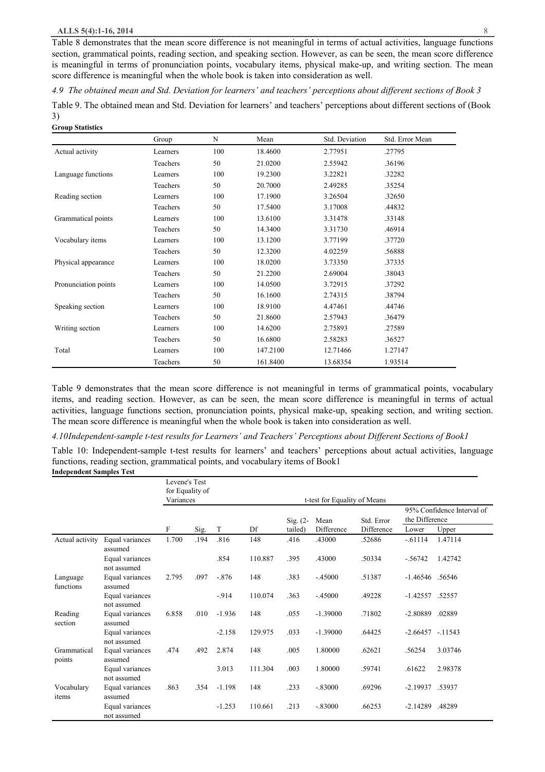Table 8 demonstrates that the mean score difference is not meaningful in terms of actual activities, language functions section, grammatical points, reading section, and speaking section. However, as can be seen, the mean score difference is meaningful in terms of pronunciation points, vocabulary items, physical make-up, and writing section. The mean score difference is meaningful when the whole book is taken into consideration as well.

*4.9 The obtained mean and Std. Deviation for learners' and teachers' perceptions about different sections of Book 3*

Table 9. The obtained mean and Std. Deviation for learners' and teachers' perceptions about different sections of (Book 3)

**Group Statistics**

| | Group | N | Mean | Std. Deviation | Std. Error Mean |
|---|---|---|---|---|---|
| Actual activity | Learners | 100 | 18.4600 | 2.77951 | .27795 |
| | Teachers | 50 | 21.0200 | 2.55942 | .36196 |
| Language functions | Learners | 100 | 19.2300 | 3.22821 | .32282 |
| | Teachers | 50 | 20.7000 | 2.49285 | .35254 |
| Reading section | Learners | 100 | 17.1900 | 3.26504 | .32650 |
| | Teachers | 50 | 17.5400 | 3.17008 | .44832 |
| Grammatical points | Learners | 100 | 13.6100 | 3.31478 | .33148 |
| | Teachers | 50 | 14.3400 | 3.31730 | .46914 |
| Vocabulary items | Learners | 100 | 13.1200 | 3.77199 | .37720 |
| | Teachers | 50 | 12.3200 | 4.02259 | .56888 |
| Physical appearance | Learners | 100 | 18.0200 | 3.73350 | .37335 |
| | Teachers | 50 | 21.2200 | 2.69004 | .38043 |
| Pronunciation points | Learners | 100 | 14.0500 | 3.72915 | .37292 |
| | Teachers | 50 | 16.1600 | 2.74315 | .38794 |
| Speaking section | Learners | 100 | 18.9100 | 4.47461 | .44746 |
| | Teachers | 50 | 21.8600 | 2.57943 | .36479 |
| Writing section | Learners | 100 | 14.6200 | 2.75893 | .27589 |
| | Teachers | 50 | 16.6800 | 2.58283 | .36527 |
| Total | Learners | 100 | 147.2100 | 12.71466 | 1.27147 |
| | Teachers | 50 | 161.8400 | 13.68354 | 1.93514 |

Table 9 demonstrates that the mean score difference is not meaningful in terms of grammatical points, vocabulary items, and reading section. However, as can be seen, the mean score difference is meaningful in terms of actual activities, language functions section, pronunciation points, physical make-up, speaking section, and writing section. The mean score difference is meaningful when the whole book is taken into consideration as well.

*4.10Independent-sample t-test results for Learners' and Teachers' Perceptions about Different Sections of Book1*

Table 10: Independent-sample t-test results for learners' and teachers' perceptions about actual activities, language functions, reading section, grammatical points, and vocabulary items of Book1

**Independent Samples Test**

| | | Levene's Test for Equality of Variances | | t-test for Equality of Means | | | | | | |
|---|---|---|---|---|---|---|---|---|---|---|
| | | | | | | | | | 95% Confidence Interval of the Difference | |
| | | F | Sig. | T | Df | Sig. (2-tailed) | Mean Difference | Std. Error Difference | Lower | Upper |
| Actual activity | Equal variances assumed | 1.700 | .194 | .816 | 148 | .416 | .43000 | .52686 | -.61114 | 1.47114 |
| | Equal variances not assumed | | | .854 | 110.887 | .395 | .43000 | .50334 | -.56742 | 1.42742 |
| Language functions | Equal variances assumed | 2.795 | .097 | -.876 | 148 | .383 | -.45000 | .51387 | -1.46546 | .56546 |
| | Equal variances not assumed | | | -.914 | 110.074 | .363 | -.45000 | .49228 | -1.42557 | .52557 |
| Reading section | Equal variances assumed | 6.858 | .010 | -1.936 | 148 | .055 | -1.39000 | .71802 | -2.80889 | .02889 |
| | Equal variances not assumed | | | -2.158 | 129.975 | .033 | -1.39000 | .64425 | -2.66457 | -.11543 |
| Grammatical points | Equal variances assumed | .474 | .492 | 2.874 | 148 | .005 | 1.80000 | .62621 | .56254 | 3.03746 |
| | Equal variances not assumed | | | 3.013 | 111.304 | .003 | 1.80000 | .59741 | .61622 | 2.98378 |
| Vocabulary items | Equal variances assumed | .863 | .354 | -1.198 | 148 | .233 | -.83000 | .69296 | -2.19937 | .53937 |
| | Equal variances not assumed | | | -1.253 | 110.661 | .213 | -.83000 | .66253 | -2.14289 | .48289 |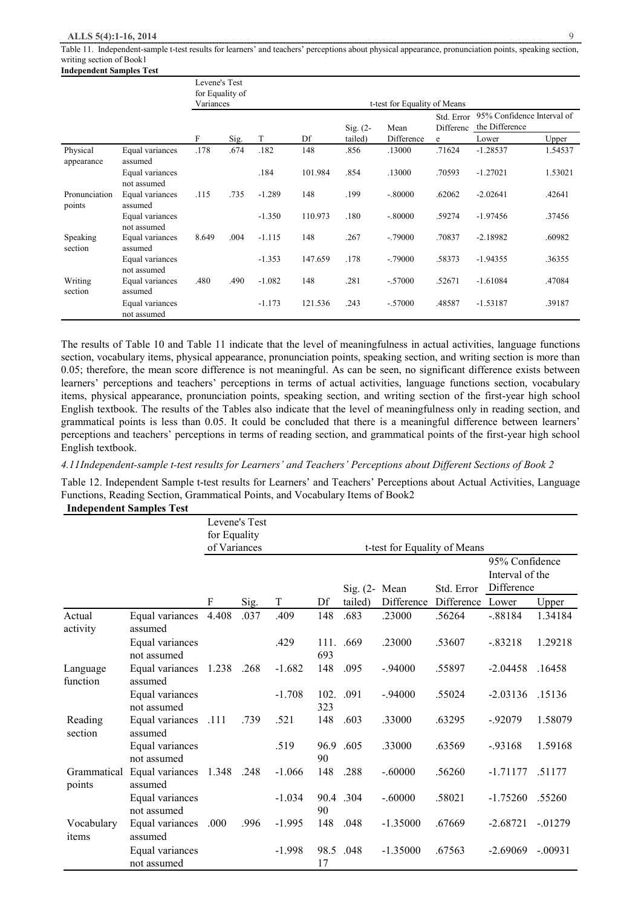Table 11. Independent-sample t-test results for learners' and teachers' perceptions about physical appearance, pronunciation points, speaking section, writing section of Book1

**Independent Samples Test**

| | | Levene's Test for Equality of Variances | | t-test for Equality of Means | | | | | | |
|---|---|---|---|---|---|---|---|---|---|---|
| | | | | | | | | | 95% Confidence Interval of the Difference | |
| | | F | Sig. | T | Df | Sig. (2-tailed) | Mean Difference | Std. Error Difference | Lower | Upper |
| Physical appearance | Equal variances assumed | .178 | .674 | .182 | 148 | .856 | .13000 | .71624 | -1.28537 | 1.54537 |
| | Equal variances not assumed | | | .184 | 101.984 | .854 | .13000 | .70593 | -1.27021 | 1.53021 |
| Pronunciation points | Equal variances assumed | .115 | .735 | -1.289 | 148 | .199 | -.80000 | .62062 | -2.02641 | .42641 |
| | Equal variances not assumed | | | -1.350 | 110.973 | .180 | -.80000 | .59274 | -1.97456 | .37456 |
| Speaking section | Equal variances assumed | 8.649 | .004 | -1.115 | 148 | .267 | -.79000 | .70837 | -2.18982 | .60982 |
| | Equal variances not assumed | | | -1.353 | 147.659 | .178 | -.79000 | .58373 | -1.94355 | .36355 |
| Writing section | Equal variances assumed | .480 | .490 | -1.082 | 148 | .281 | -.57000 | .52671 | -1.61084 | .47084 |
| | Equal variances not assumed | | | -1.173 | 121.536 | .243 | -.57000 | .48587 | -1.53187 | .39187 |

The results of Table 10 and Table 11 indicate that the level of meaningfulness in actual activities, language functions section, vocabulary items, physical appearance, pronunciation points, speaking section, and writing section is more than 0.05; therefore, the mean score difference is not meaningful. As can be seen, no significant difference exists between learners' perceptions and teachers' perceptions in terms of actual activities, language functions section, vocabulary items, physical appearance, pronunciation points, speaking section, and writing section of the first-year high school English textbook. The results of the Tables also indicate that the level of meaningfulness only in reading section, and grammatical points is less than 0.05. It could be concluded that there is a meaningful difference between learners' perceptions and teachers' perceptions in terms of reading section, and grammatical points of the first-year high school English textbook.

*4.11Independent-sample t-test results for Learners' and Teachers' Perceptions about Different Sections of Book 2*

Table 12. Independent Sample t-test results for Learners' and Teachers' Perceptions about Actual Activities, Language Functions, Reading Section, Grammatical Points, and Vocabulary Items of Book2

**Independent Samples Test**

| | | Levene's Test for Equality of Variances | | t-test for Equality of Means | | | | | | |
|---|---|---|---|---|---|---|---|---|---|---|
| | | | | | | | | | 95% Confidence Interval of the Difference | |
| | | F | Sig. | T | Df | Sig. (2-tailed) | Mean Difference | Std. Error Difference | Lower | Upper |
| Actual activity | Equal variances assumed | 4.408 | .037 | .409 | 148 | .683 | .23000 | .56264 | -.88184 | 1.34184 |
| | Equal variances not assumed | | | .429 | 111.693 | .669 | .23000 | .53607 | -.83218 | 1.29218 |
| Language function | Equal variances assumed | 1.238 | .268 | -1.682 | 148 | .095 | -.94000 | .55897 | -2.04458 | .16458 |
| | Equal variances not assumed | | | -1.708 | 102.323 | .091 | -.94000 | .55024 | -2.03136 | .15136 |
| Reading section | Equal variances assumed | .111 | .739 | .521 | 148 | .603 | .33000 | .63295 | -.92079 | 1.58079 |
| | Equal variances not assumed | | | .519 | 96.990 | .605 | .33000 | .63569 | -.93168 | 1.59168 |
| Grammatical points | Equal variances assumed | 1.348 | .248 | -1.066 | 148 | .288 | -.60000 | .56260 | -1.71177 | .51177 |
| | Equal variances not assumed | | | -1.034 | 90.490 | .304 | -.60000 | .58021 | -1.75260 | .55260 |
| Vocabulary items | Equal variances assumed | .000 | .996 | -1.995 | 148 | .048 | -1.35000 | .67669 | -2.68721 | -.01279 |
| | Equal variances not assumed | | | -1.998 | 98.517 | .048 | -1.35000 | .67563 | -2.69069 | -.00931 |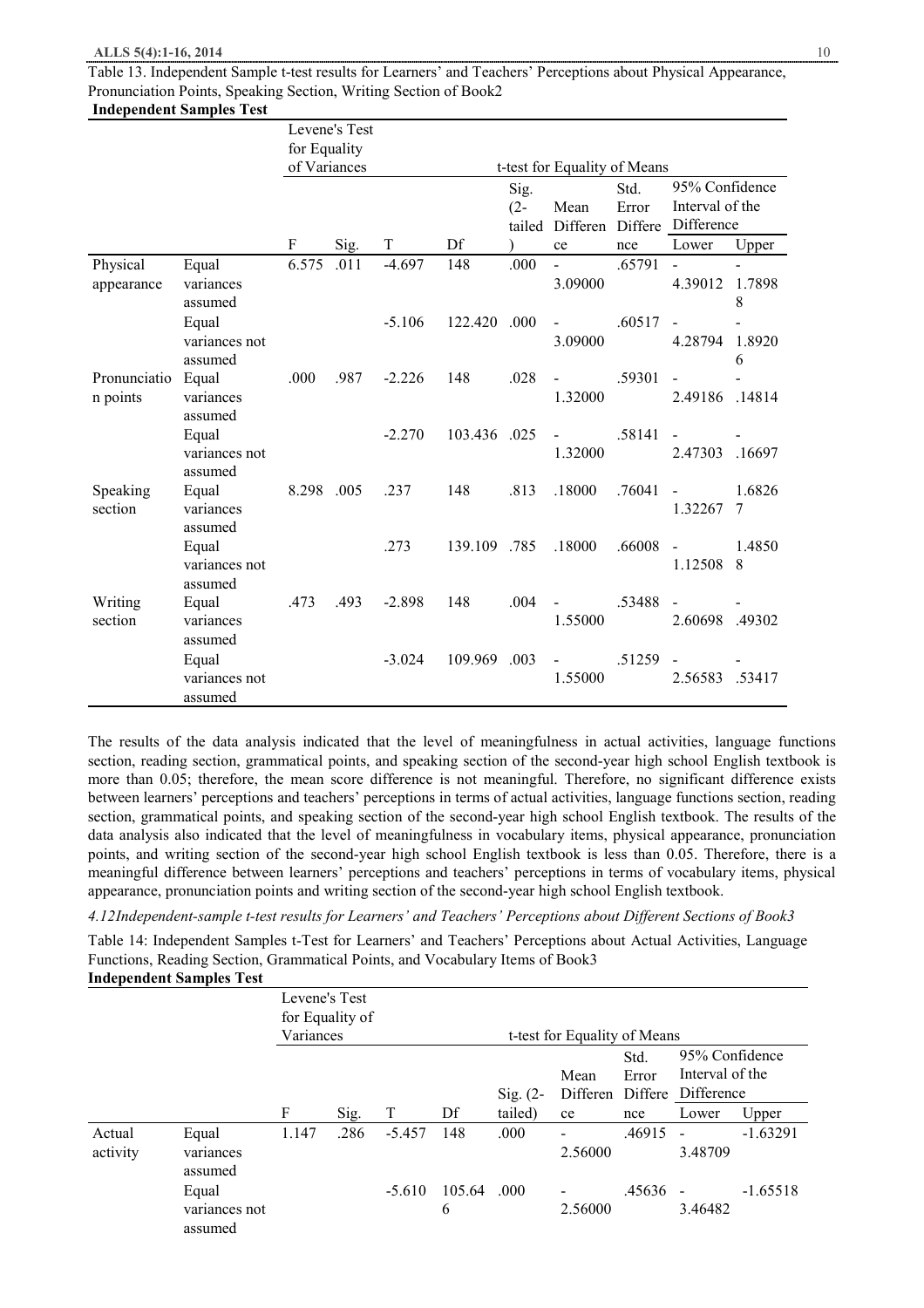Table 13. Independent Sample t-test results for Learners' and Teachers' Perceptions about Physical Appearance, Pronunciation Points, Speaking Section, Writing Section of Book2

**Independent Samples Test**

| | | Levene's Test for Equality of Variances | | t-test for Equality of Means | | | | | | |
|---|---|---|---|---|---|---|---|---|---|---|
| | | | | | | | | | 95% Confidence Interval of the Difference | |
| | | F | Sig. | T | Df | Sig. (2-tailed) | Mean Difference | Std. Error Difference | Lower | Upper |
| Physical appearance | Equal variances assumed | 6.575 | .011 | -4.697 | 148 | .000 | -3.09000 | .65791 | -4.39012 | -1.78988 |
| | Equal variances not assumed | | | -5.106 | 122.420 | .000 | -3.09000 | .60517 | -4.28794 | -1.89206 |
| Pronunciation points | Equal variances assumed | .000 | .987 | -2.226 | 148 | .028 | -1.32000 | .59301 | -2.49186 | -.14814 |
| | Equal variances not assumed | | | -2.270 | 103.436 | .025 | -1.32000 | .58141 | -2.47303 | -.16697 |
| Speaking section | Equal variances assumed | 8.298 | .005 | .237 | 148 | .813 | .18000 | .76041 | -1.32267 | 1.68267 |
| | Equal variances not assumed | | | .273 | 139.109 | .785 | .18000 | .66008 | -1.12508 | 1.48508 |
| Writing section | Equal variances assumed | .473 | .493 | -2.898 | 148 | .004 | -1.55000 | .53488 | -2.60698 | -.49302 |
| | Equal variances not assumed | | | -3.024 | 109.969 | .003 | -1.55000 | .51259 | -2.56583 | -.53417 |

The results of the data analysis indicated that the level of meaningfulness in actual activities, language functions section, reading section, grammatical points, and speaking section of the second-year high school English textbook is more than 0.05; therefore, the mean score difference is not meaningful. Therefore, no significant difference exists between learners' perceptions and teachers' perceptions in terms of actual activities, language functions section, reading section, grammatical points, and speaking section of the second-year high school English textbook. The results of the data analysis also indicated that the level of meaningfulness in vocabulary items, physical appearance, pronunciation points, and writing section of the second-year high school English textbook is less than 0.05. Therefore, there is a meaningful difference between learners' perceptions and teachers' perceptions in terms of vocabulary items, physical appearance, pronunciation points and writing section of the second-year high school English textbook.

*4.12Independent-sample t-test results for Learners' and Teachers' Perceptions about Different Sections of Book3*

Table 14: Independent Samples t-Test for Learners' and Teachers' Perceptions about Actual Activities, Language Functions, Reading Section, Grammatical Points, and Vocabulary Items of Book3

**Independent Samples Test**

| | | Levene's Test for Equality of Variances | | t-test for Equality of Means | | | | | | |
|---|---|---|---|---|---|---|---|---|---|---|
| | | | | | | | | | 95% Confidence Interval of the Difference | |
| | | F | Sig. | T | Df | Sig. (2-tailed) | Mean Difference | Std. Error Difference | Lower | Upper |
| Actual activity | Equal variances assumed | 1.147 | .286 | -5.457 | 148 | .000 | -2.56000 | .46915 | -3.48709 | -1.63291 |
| | Equal variances not assumed | | | -5.610 | 105.646 | .000 | -2.56000 | .45636 | -3.46482 | -1.65518 |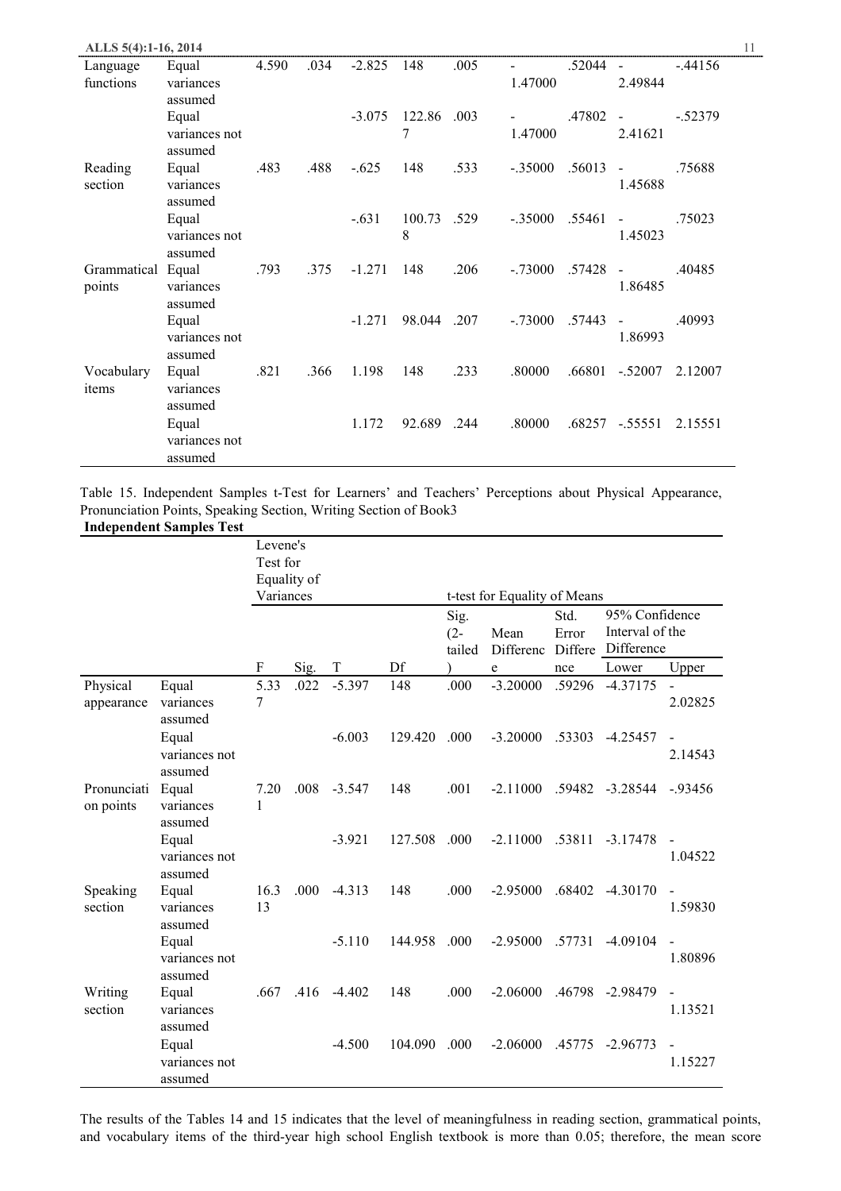| | | F | Sig. | T | Df | Sig. (2-tailed) | Mean Difference | Std. Error Difference | Lower | Upper |
|---|---|---|---|---|---|---|---|---|---|---|
| Language functions | Equal variances assumed | 4.590 | .034 | -2.825 | 148 | .005 | -1.47000 | .52044 | -2.49844 | -.44156 |
| | Equal variances not assumed | | | -3.075 | 122.867 | .003 | -1.47000 | .47802 | -2.41621 | -.52379 |
| Reading section | Equal variances assumed | .483 | .488 | -.625 | 148 | .533 | -.35000 | .56013 | -1.45688 | .75688 |
| | Equal variances not assumed | | | -.631 | 100.738 | .529 | -.35000 | .55461 | -1.45023 | .75023 |
| Grammatical points | Equal variances assumed | .793 | .375 | -1.271 | 148 | .206 | -.73000 | .57428 | -1.86485 | .40485 |
| | Equal variances not assumed | | | -1.271 | 98.044 | .207 | -.73000 | .57443 | -1.86993 | .40993 |
| Vocabulary items | Equal variances assumed | .821 | .366 | 1.198 | 148 | .233 | .80000 | .66801 | -.52007 | 2.12007 |
| | Equal variances not assumed | | | 1.172 | 92.689 | .244 | .80000 | .68257 | -.55551 | 2.15551 |

Table 15. Independent Samples t-Test for Learners' and Teachers' Perceptions about Physical Appearance, Pronunciation Points, Speaking Section, Writing Section of Book3

**Independent Samples Test**

| | | Levene's Test for Equality of Variances | | t-test for Equality of Means | | | | | | |
|---|---|---|---|---|---|---|---|---|---|---|
| | | | | | | | | | 95% Confidence Interval of the Difference | |
| | | F | Sig. | T | Df | Sig. (2-tailed) | Mean Difference | Std. Error Difference | Lower | Upper |
| Physical appearance | Equal variances assumed | 5.337 | .022 | -5.397 | 148 | .000 | -3.20000 | .59296 | -4.37175 | -2.02825 |
| | Equal variances not assumed | | | -6.003 | 129.420 | .000 | -3.20000 | .53303 | -4.25457 | -2.14543 |
| Pronunciation points | Equal variances assumed | 7.201 | .008 | -3.547 | 148 | .001 | -2.11000 | .59482 | -3.28544 | -.93456 |
| | Equal variances not assumed | | | -3.921 | 127.508 | .000 | -2.11000 | .53811 | -3.17478 | -1.04522 |
| Speaking section | Equal variances assumed | 16.313 | .000 | -4.313 | 148 | .000 | -2.95000 | .68402 | -4.30170 | -1.59830 |
| | Equal variances not assumed | | | -5.110 | 144.958 | .000 | -2.95000 | .57731 | -4.09104 | -1.80896 |
| Writing section | Equal variances assumed | .667 | .416 | -4.402 | 148 | .000 | -2.06000 | .46798 | -2.98479 | -1.13521 |
| | Equal variances not assumed | | | -4.500 | 104.090 | .000 | -2.06000 | .45775 | -2.96773 | -1.15227 |

The results of the Tables 14 and 15 indicates that the level of meaningfulness in reading section, grammatical points, and vocabulary items of the third-year high school English textbook is more than 0.05; therefore, the mean score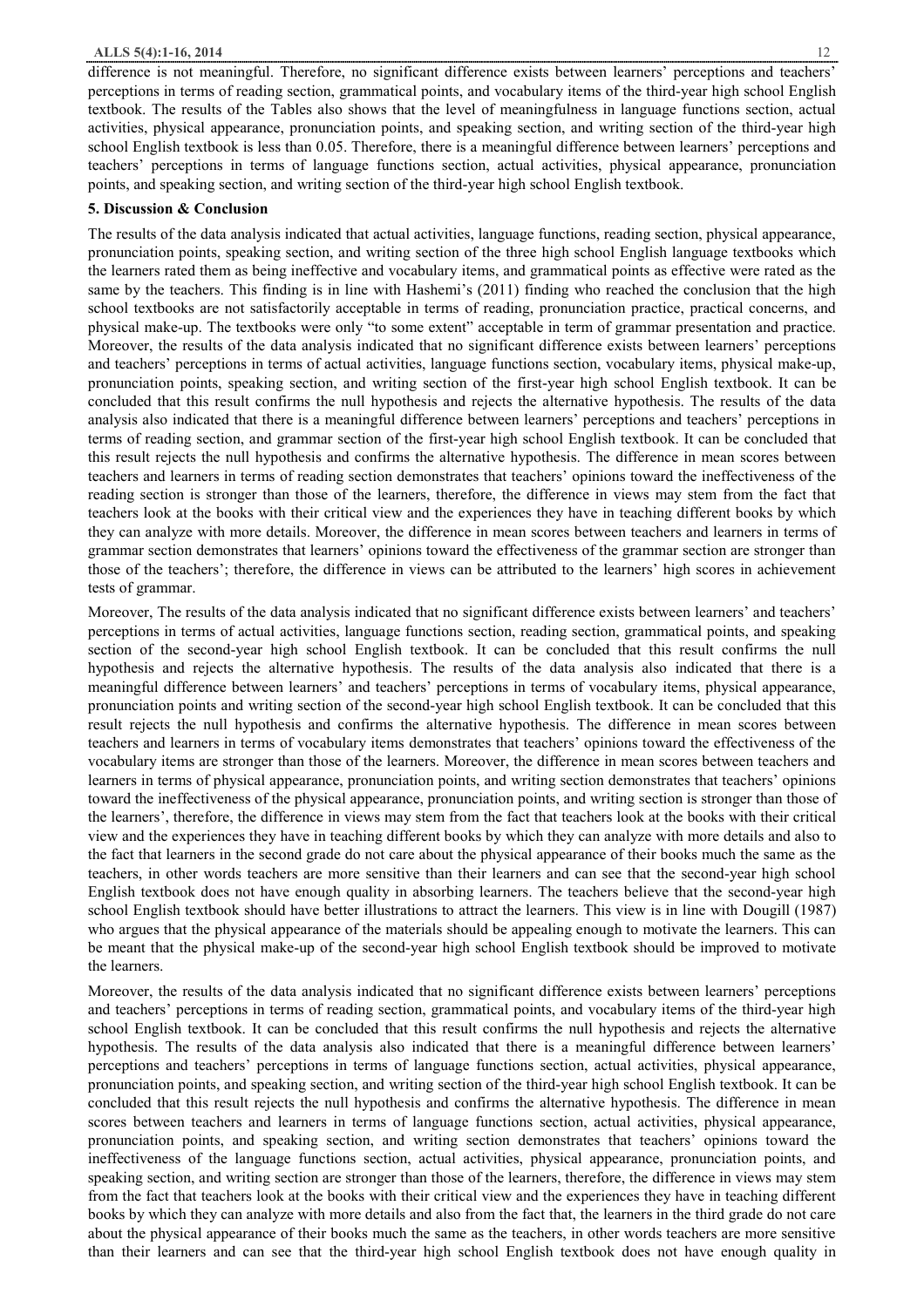difference is not meaningful. Therefore, no significant difference exists between learners' perceptions and teachers' perceptions in terms of reading section, grammatical points, and vocabulary items of the third-year high school English textbook. The results of the Tables also shows that the level of meaningfulness in language functions section, actual activities, physical appearance, pronunciation points, and speaking section, and writing section of the third-year high school English textbook is less than 0.05. Therefore, there is a meaningful difference between learners' perceptions and teachers' perceptions in terms of language functions section, actual activities, physical appearance, pronunciation points, and speaking section, and writing section of the third-year high school English textbook.

## 5. Discussion & Conclusion

The results of the data analysis indicated that actual activities, language functions, reading section, physical appearance, pronunciation points, speaking section, and writing section of the three high school English language textbooks which the learners rated them as being ineffective and vocabulary items, and grammatical points as effective were rated as the same by the teachers. This finding is in line with Hashemi's (2011) finding who reached the conclusion that the high school textbooks are not satisfactorily acceptable in terms of reading, pronunciation practice, practical concerns, and physical make-up. The textbooks were only "to some extent" acceptable in term of grammar presentation and practice. Moreover, the results of the data analysis indicated that no significant difference exists between learners' perceptions and teachers' perceptions in terms of actual activities, language functions section, vocabulary items, physical make-up, pronunciation points, speaking section, and writing section of the first-year high school English textbook. It can be concluded that this result confirms the null hypothesis and rejects the alternative hypothesis. The results of the data analysis also indicated that there is a meaningful difference between learners' perceptions and teachers' perceptions in terms of reading section, and grammar section of the first-year high school English textbook. It can be concluded that this result rejects the null hypothesis and confirms the alternative hypothesis. The difference in mean scores between teachers and learners in terms of reading section demonstrates that teachers' opinions toward the ineffectiveness of the reading section is stronger than those of the learners, therefore, the difference in views may stem from the fact that teachers look at the books with their critical view and the experiences they have in teaching different books by which they can analyze with more details. Moreover, the difference in mean scores between teachers and learners in terms of grammar section demonstrates that learners' opinions toward the effectiveness of the grammar section are stronger than those of the teachers'; therefore, the difference in views can be attributed to the learners' high scores in achievement tests of grammar.

Moreover, The results of the data analysis indicated that no significant difference exists between learners' and teachers' perceptions in terms of actual activities, language functions section, reading section, grammatical points, and speaking section of the second-year high school English textbook. It can be concluded that this result confirms the null hypothesis and rejects the alternative hypothesis. The results of the data analysis also indicated that there is a meaningful difference between learners' and teachers' perceptions in terms of vocabulary items, physical appearance, pronunciation points and writing section of the second-year high school English textbook. It can be concluded that this result rejects the null hypothesis and confirms the alternative hypothesis. The difference in mean scores between teachers and learners in terms of vocabulary items demonstrates that teachers' opinions toward the effectiveness of the vocabulary items are stronger than those of the learners. Moreover, the difference in mean scores between teachers and learners in terms of physical appearance, pronunciation points, and writing section demonstrates that teachers' opinions toward the ineffectiveness of the physical appearance, pronunciation points, and writing section is stronger than those of the learners', therefore, the difference in views may stem from the fact that teachers look at the books with their critical view and the experiences they have in teaching different books by which they can analyze with more details and also to the fact that learners in the second grade do not care about the physical appearance of their books much the same as the teachers, in other words teachers are more sensitive than their learners and can see that the second-year high school English textbook does not have enough quality in absorbing learners. The teachers believe that the second-year high school English textbook should have better illustrations to attract the learners. This view is in line with Dougill (1987) who argues that the physical appearance of the materials should be appealing enough to motivate the learners. This can be meant that the physical make-up of the second-year high school English textbook should be improved to motivate the learners.

Moreover, the results of the data analysis indicated that no significant difference exists between learners' perceptions and teachers' perceptions in terms of reading section, grammatical points, and vocabulary items of the third-year high school English textbook. It can be concluded that this result confirms the null hypothesis and rejects the alternative hypothesis. The results of the data analysis also indicated that there is a meaningful difference between learners' perceptions and teachers' perceptions in terms of language functions section, actual activities, physical appearance, pronunciation points, and speaking section, and writing section of the third-year high school English textbook. It can be concluded that this result rejects the null hypothesis and confirms the alternative hypothesis. The difference in mean scores between teachers and learners in terms of language functions section, actual activities, physical appearance, pronunciation points, and speaking section, and writing section demonstrates that teachers' opinions toward the ineffectiveness of the language functions section, actual activities, physical appearance, pronunciation points, and speaking section, and writing section are stronger than those of the learners, therefore, the difference in views may stem from the fact that teachers look at the books with their critical view and the experiences they have in teaching different books by which they can analyze with more details and also from the fact that, the learners in the third grade do not care about the physical appearance of their books much the same as the teachers, in other words teachers are more sensitive than their learners and can see that the third-year high school English textbook does not have enough quality in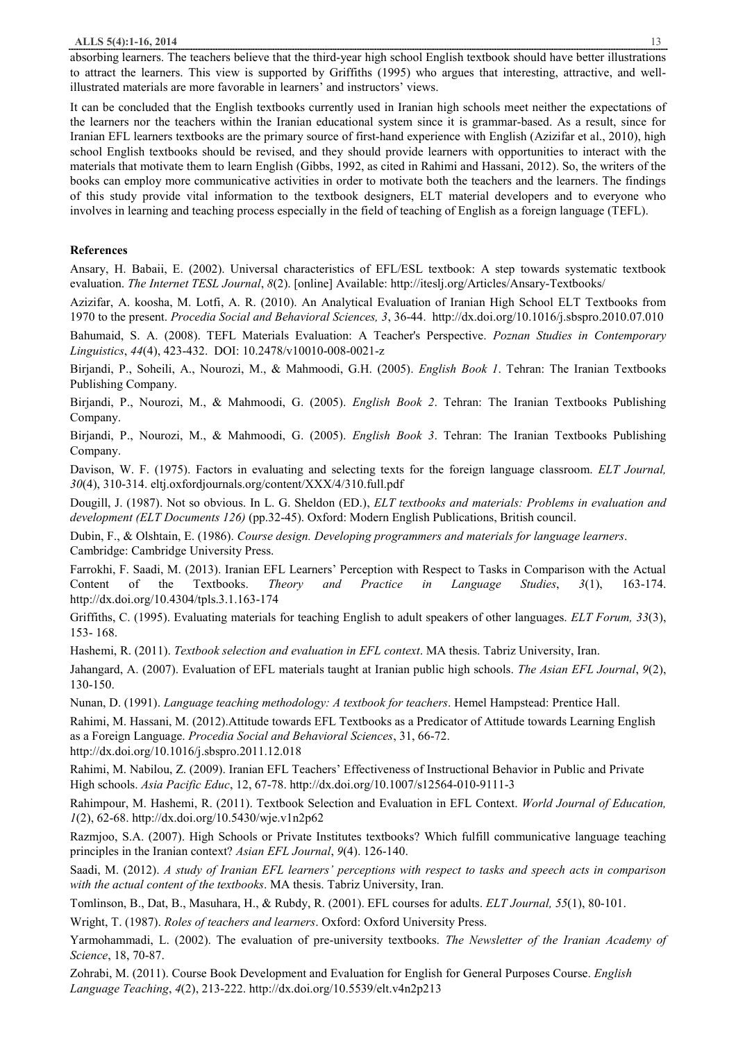absorbing learners. The teachers believe that the third-year high school English textbook should have better illustrations to attract the learners. This view is supported by Griffiths (1995) who argues that interesting, attractive, and well-illustrated materials are more favorable in learners' and instructors' views.

It can be concluded that the English textbooks currently used in Iranian high schools meet neither the expectations of the learners nor the teachers within the Iranian educational system since it is grammar-based. As a result, since for Iranian EFL learners textbooks are the primary source of first-hand experience with English (Azizifar et al., 2010), high school English textbooks should be revised, and they should provide learners with opportunities to interact with the materials that motivate them to learn English (Gibbs, 1992, as cited in Rahimi and Hassani, 2012). So, the writers of the books can employ more communicative activities in order to motivate both the teachers and the learners. The findings of this study provide vital information to the textbook designers, ELT material developers and to everyone who involves in learning and teaching process especially in the field of teaching of English as a foreign language (TEFL).

## References

Ansary, H. Babaii, E. (2002). Universal characteristics of EFL/ESL textbook: A step towards systematic textbook evaluation. *The Internet TESL Journal*, *8*(2). [online] Available: http://iteslj.org/Articles/Ansary-Textbooks/

Azizifar, A. koosha, M. Lotfi, A. R. (2010). An Analytical Evaluation of Iranian High School ELT Textbooks from 1970 to the present. *Procedia Social and Behavioral Sciences, 3*, 36-44. http://dx.doi.org/10.1016/j.sbspro.2010.07.010

Bahumaid, S. A. (2008). TEFL Materials Evaluation: A Teacher's Perspective. *Poznan Studies in Contemporary Linguistics*, *44*(4), 423-432. DOI: 10.2478/v10010-008-0021-z

Birjandi, P., Soheili, A., Nourozi, M., & Mahmoodi, G.H. (2005). *English Book 1*. Tehran: The Iranian Textbooks Publishing Company.

Birjandi, P., Nourozi, M., & Mahmoodi, G. (2005). *English Book 2*. Tehran: The Iranian Textbooks Publishing Company.

Birjandi, P., Nourozi, M., & Mahmoodi, G. (2005). *English Book 3*. Tehran: The Iranian Textbooks Publishing Company.

Davison, W. F. (1975). Factors in evaluating and selecting texts for the foreign language classroom. *ELT Journal, 30*(4), 310-314. eltj.oxfordjournals.org/content/XXX/4/310.full.pdf

Dougill, J. (1987). Not so obvious. In L. G. Sheldon (ED.), *ELT textbooks and materials: Problems in evaluation and development (ELT Documents 126)* (pp.32-45). Oxford: Modern English Publications, British council.

Dubin, F., & Olshtain, E. (1986). *Course design. Developing programmers and materials for language learners*. Cambridge: Cambridge University Press.

Farrokhi, F. Saadi, M. (2013). Iranian EFL Learners' Perception with Respect to Tasks in Comparison with the Actual Content of the Textbooks. *Theory and Practice in Language Studies*, *3*(1), 163-174. http://dx.doi.org/10.4304/tpls.3.1.163-174

Griffiths, C. (1995). Evaluating materials for teaching English to adult speakers of other languages. *ELT Forum, 33*(3), 153- 168.

Hashemi, R. (2011). *Textbook selection and evaluation in EFL context*. MA thesis. Tabriz University, Iran.

Jahangard, A. (2007). Evaluation of EFL materials taught at Iranian public high schools. *The Asian EFL Journal*, *9*(2), 130-150.

Nunan, D. (1991). *Language teaching methodology: A textbook for teachers*. Hemel Hampstead: Prentice Hall.

Rahimi, M. Hassani, M. (2012).Attitude towards EFL Textbooks as a Predicator of Attitude towards Learning English as a Foreign Language. *Procedia Social and Behavioral Sciences*, 31, 66-72. http://dx.doi.org/10.1016/j.sbspro.2011.12.018

Rahimi, M. Nabilou, Z. (2009). Iranian EFL Teachers' Effectiveness of Instructional Behavior in Public and Private High schools. *Asia Pacific Educ*, 12, 67-78. http://dx.doi.org/10.1007/s12564-010-9111-3

Rahimpour, M. Hashemi, R. (2011). Textbook Selection and Evaluation in EFL Context. *World Journal of Education, 1*(2), 62-68. http://dx.doi.org/10.5430/wje.v1n2p62

Razmjoo, S.A. (2007). High Schools or Private Institutes textbooks? Which fulfill communicative language teaching principles in the Iranian context? *Asian EFL Journal*, *9*(4). 126-140.

Saadi, M. (2012). *A study of Iranian EFL learners' perceptions with respect to tasks and speech acts in comparison with the actual content of the textbooks*. MA thesis. Tabriz University, Iran.

Tomlinson, B., Dat, B., Masuhara, H., & Rubdy, R. (2001). EFL courses for adults. *ELT Journal, 55*(1), 80-101.

Wright, T. (1987). *Roles of teachers and learners*. Oxford: Oxford University Press.

Yarmohammadi, L. (2002). The evaluation of pre-university textbooks. *The Newsletter of the Iranian Academy of Science*, 18, 70-87.

Zohrabi, M. (2011). Course Book Development and Evaluation for English for General Purposes Course. *English Language Teaching*, *4*(2), 213-222. http://dx.doi.org/10.5539/elt.v4n2p213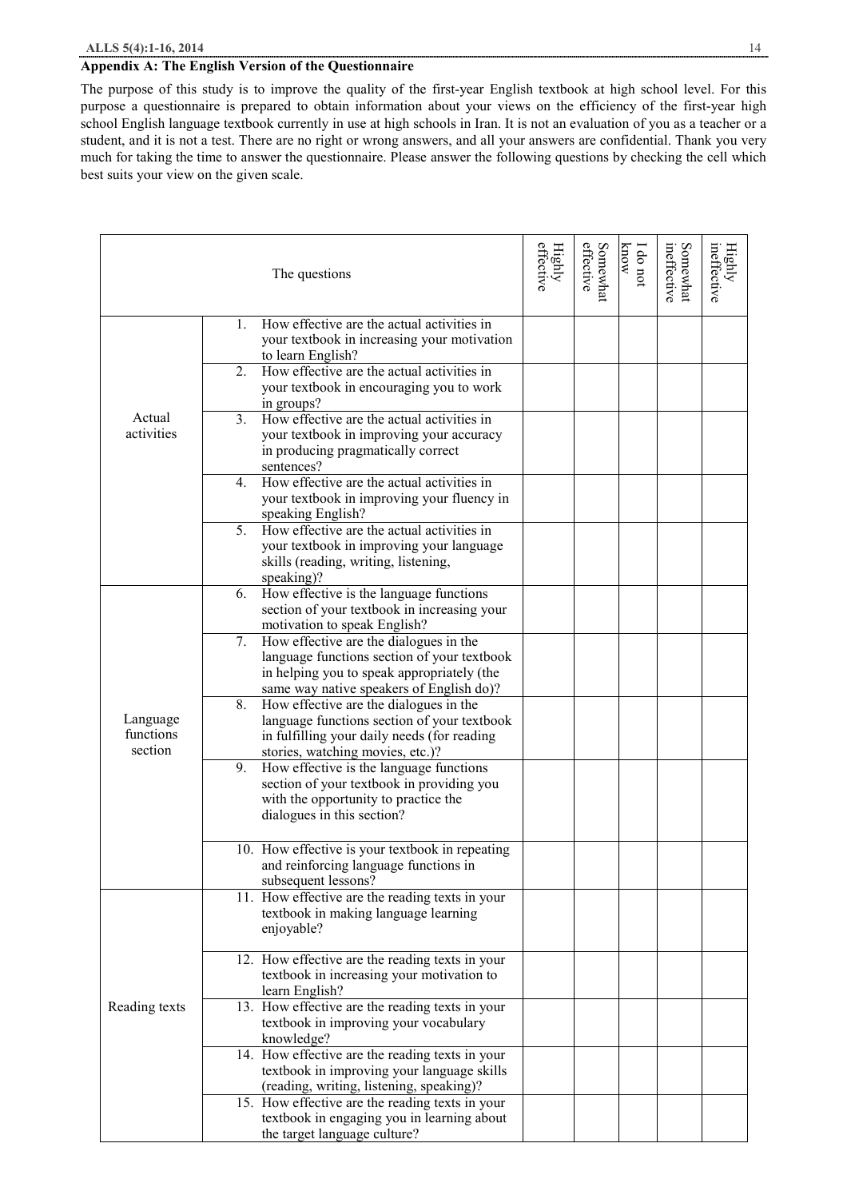## Appendix A: The English Version of the Questionnaire

The purpose of this study is to improve the quality of the first-year English textbook at high school level. For this purpose a questionnaire is prepared to obtain information about your views on the efficiency of the first-year high school English language textbook currently in use at high schools in Iran. It is not an evaluation of you as a teacher or a student, and it is not a test. There are no right or wrong answers, and all your answers are confidential. Thank you very much for taking the time to answer the questionnaire. Please answer the following questions by checking the cell which best suits your view on the given scale.

| | The questions | Highly effective | Somewhat effective | I do not know | Somewhat ineffective | Highly ineffective |
|---|---|---|---|---|---|---|
| Actual activities | 1. How effective are the actual activities in your textbook in increasing your motivation to learn English? | | | | | |
| | 2. How effective are the actual activities in your textbook in encouraging you to work in groups? | | | | | |
| | 3. How effective are the actual activities in your textbook in improving your accuracy in producing pragmatically correct sentences? | | | | | |
| | 4. How effective are the actual activities in your textbook in improving your fluency in speaking English? | | | | | |
| | 5. How effective are the actual activities in your textbook in improving your language skills (reading, writing, listening, speaking)? | | | | | |
| Language functions section | 6. How effective is the language functions section of your textbook in increasing your motivation to speak English? | | | | | |
| | 7. How effective are the dialogues in the language functions section of your textbook in helping you to speak appropriately (the same way native speakers of English do)? | | | | | |
| | 8. How effective are the dialogues in the language functions section of your textbook in fulfilling your daily needs (for reading stories, watching movies, etc.)? | | | | | |
| | 9. How effective is the language functions section of your textbook in providing you with the opportunity to practice the dialogues in this section? | | | | | |
| | 10. How effective is your textbook in repeating and reinforcing language functions in subsequent lessons? | | | | | |
| Reading texts | 11. How effective are the reading texts in your textbook in making language learning enjoyable? | | | | | |
| | 12. How effective are the reading texts in your textbook in increasing your motivation to learn English? | | | | | |
| | 13. How effective are the reading texts in your textbook in improving your vocabulary knowledge? | | | | | |
| | 14. How effective are the reading texts in your textbook in improving your language skills (reading, writing, listening, speaking)? | | | | | |
| | 15. How effective are the reading texts in your textbook in engaging you in learning about the target language culture? | | | | | |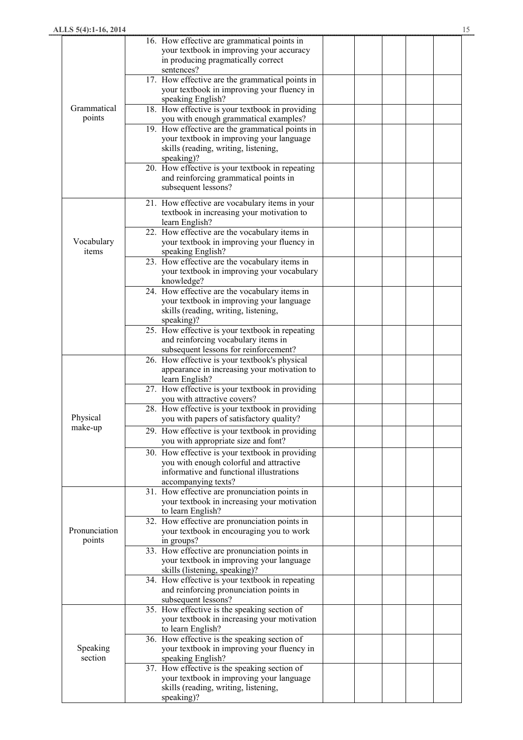| | | | | | | |
|---|---|---|---|---|---|---|
| Grammatical points | 16. How effective are grammatical points in your textbook in improving your accuracy in producing pragmatically correct sentences? | | | | | |
| | 17. How effective are the grammatical points in your textbook in improving your fluency in speaking English? | | | | | |
| | 18. How effective is your textbook in providing you with enough grammatical examples? | | | | | |
| | 19. How effective are the grammatical points in your textbook in improving your language skills (reading, writing, listening, speaking)? | | | | | |
| | 20. How effective is your textbook in repeating and reinforcing grammatical points in subsequent lessons? | | | | | |
| Vocabulary items | 21. How effective are vocabulary items in your textbook in increasing your motivation to learn English? | | | | | |
| | 22. How effective are the vocabulary items in your textbook in improving your fluency in speaking English? | | | | | |
| | 23. How effective are the vocabulary items in your textbook in improving your vocabulary knowledge? | | | | | |
| | 24. How effective are the vocabulary items in your textbook in improving your language skills (reading, writing, listening, speaking)? | | | | | |
| | 25. How effective is your textbook in repeating and reinforcing vocabulary items in subsequent lessons for reinforcement? | | | | | |
| Physical make-up | 26. How effective is your textbook's physical appearance in increasing your motivation to learn English? | | | | | |
| | 27. How effective is your textbook in providing you with attractive covers? | | | | | |
| | 28. How effective is your textbook in providing you with papers of satisfactory quality? | | | | | |
| | 29. How effective is your textbook in providing you with appropriate size and font? | | | | | |
| | 30. How effective is your textbook in providing you with enough colorful and attractive informative and functional illustrations accompanying texts? | | | | | |
| Pronunciation points | 31. How effective are pronunciation points in your textbook in increasing your motivation to learn English? | | | | | |
| | 32. How effective are pronunciation points in your textbook in encouraging you to work in groups? | | | | | |
| | 33. How effective are pronunciation points in your textbook in improving your language skills (listening, speaking)? | | | | | |
| | 34. How effective is your textbook in repeating and reinforcing pronunciation points in subsequent lessons? | | | | | |
| Speaking section | 35. How effective is the speaking section of your textbook in increasing your motivation to learn English? | | | | | |
| | 36. How effective is the speaking section of your textbook in improving your fluency in speaking English? | | | | | |
| | 37. How effective is the speaking section of your textbook in improving your language skills (reading, writing, listening, speaking)? | | | | | |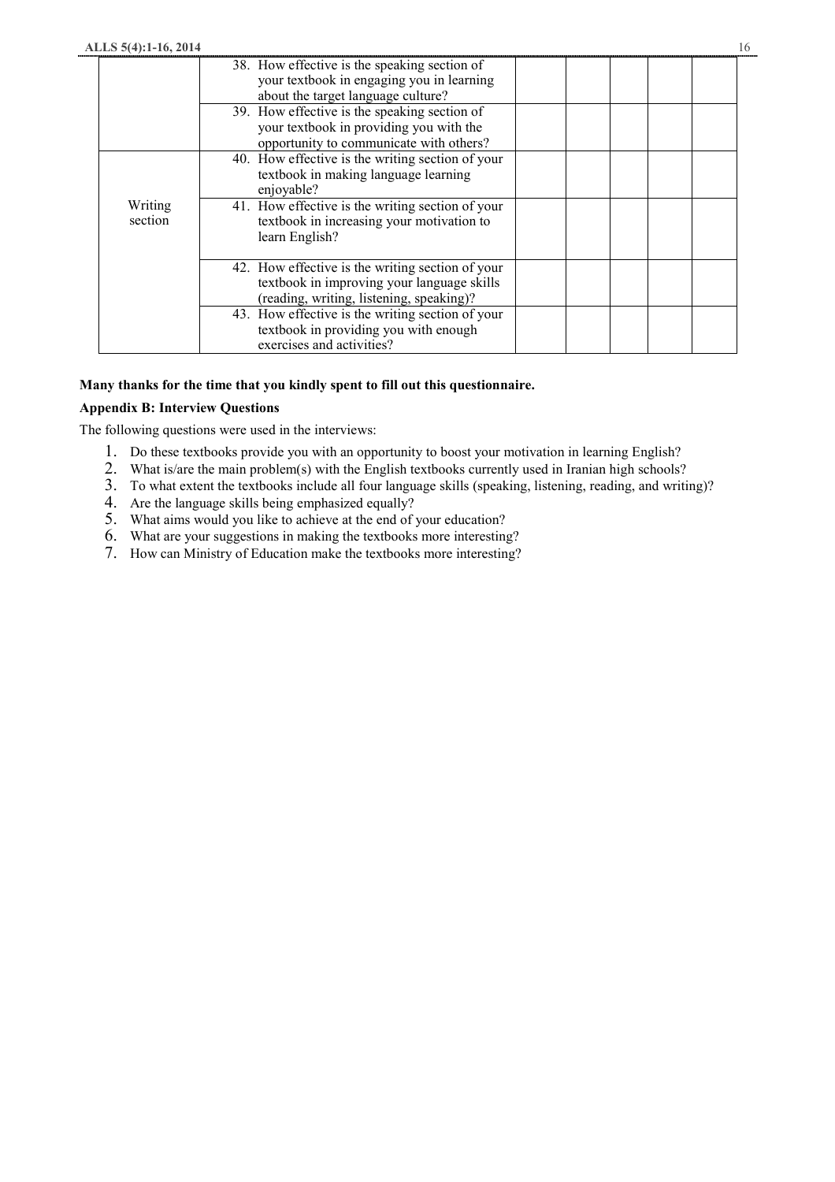| | | | | | | |
|---|---|---|---|---|---|---|
| | 38. How effective is the speaking section of your textbook in engaging you in learning about the target language culture? | | | | | |
| | 39. How effective is the speaking section of your textbook in providing you with the opportunity to communicate with others? | | | | | |
| Writing section | 40. How effective is the writing section of your textbook in making language learning enjoyable? | | | | | |
| | 41. How effective is the writing section of your textbook in increasing your motivation to learn English? | | | | | |
| | 42. How effective is the writing section of your textbook in improving your language skills (reading, writing, listening, speaking)? | | | | | |
| | 43. How effective is the writing section of your textbook in providing you with enough exercises and activities? | | | | | |

**Many thanks for the time that you kindly spent to fill out this questionnaire.**

**Appendix B: Interview Questions**

The following questions were used in the interviews:

1. Do these textbooks provide you with an opportunity to boost your motivation in learning English?
2. What is/are the main problem(s) with the English textbooks currently used in Iranian high schools?
3. To what extent the textbooks include all four language skills (speaking, listening, reading, and writing)?
4. Are the language skills being emphasized equally?
5. What aims would you like to achieve at the end of your education?
6. What are your suggestions in making the textbooks more interesting?
7. How can Ministry of Education make the textbooks more interesting?